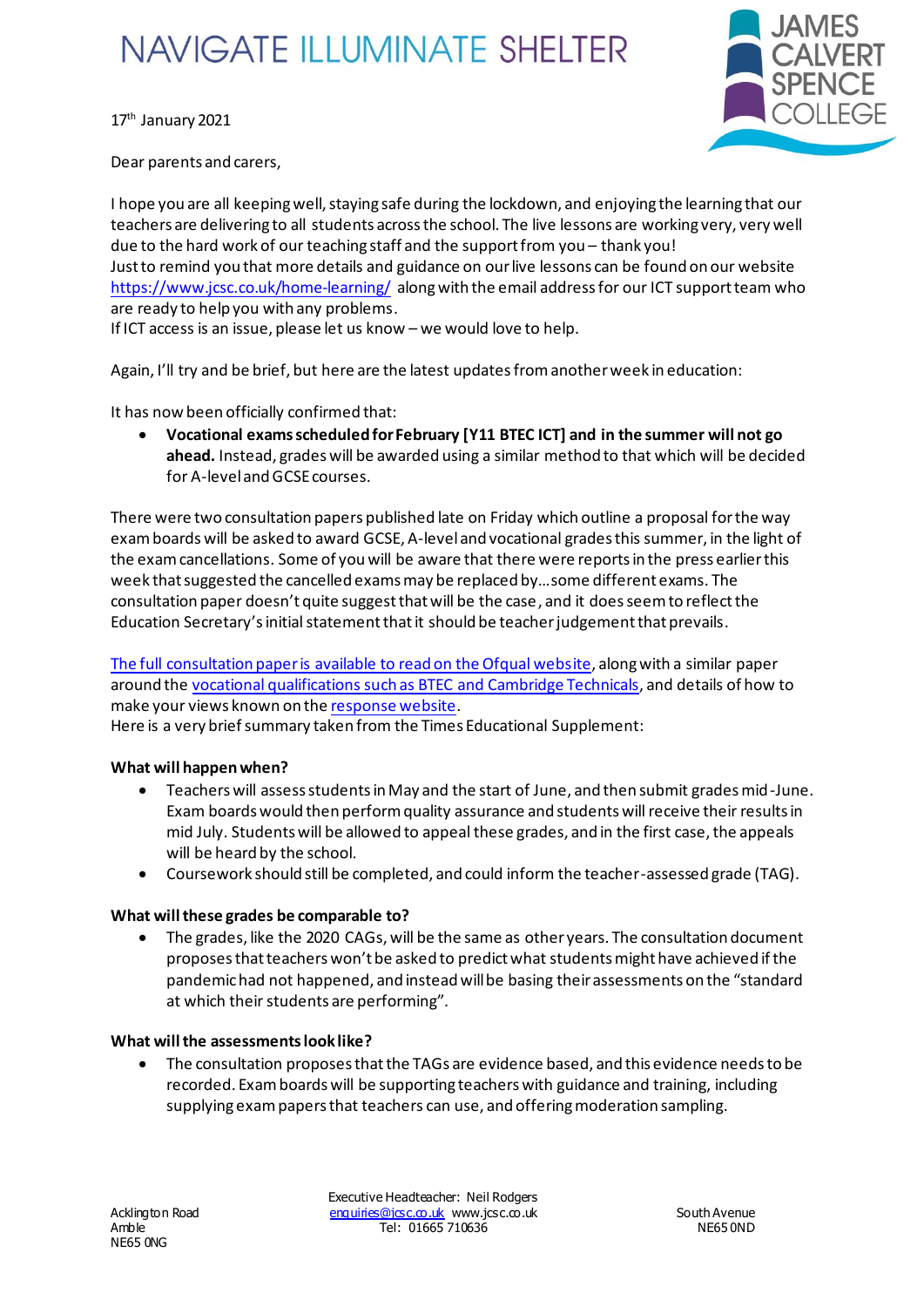# NAVIGATE ILLUMINATE SHELTER

17th January 2021

Dear parents and carers,

I hope you are all keeping well, staying safe during the lockdown, and enjoying the learning that our teachers are delivering to all students across the school. The live lessons are working very, very well due to the hard work of our teaching staff and the support from you – thank you!
Just to remind you that more details and guidance on our live lessons can be found on our website https://www.jcsc.co.uk/home-learning/ along with the email address for our ICT support team who are ready to help you with any problems.
If ICT access is an issue, please let us know – we would love to help.

Again, I'll try and be brief, but here are the latest updates from another week in education:

It has now been officially confirmed that:

- **Vocational exams scheduled for February [Y11 BTEC ICT] and in the summer will not go ahead.** Instead, grades will be awarded using a similar method to that which will be decided for A-level and GCSE courses.

There were two consultation papers published late on Friday which outline a proposal for the way exam boards will be asked to award GCSE, A-level and vocational grades this summer, in the light of the exam cancellations. Some of you will be aware that there were reports in the press earlier this week that suggested the cancelled exams may be replaced by…some different exams. The consultation paper doesn't quite suggest that will be the case, and it does seem to reflect the Education Secretary's initial statement that it should be teacher judgement that prevails.

The full consultation paper is available to read on the Ofqual website, along with a similar paper around the vocational qualifications such as BTEC and Cambridge Technicals, and details of how to make your views known on the response website.
Here is a very brief summary taken from the Times Educational Supplement:

**What will happen when?**

- Teachers will assess students in May and the start of June, and then submit grades mid-June. Exam boards would then perform quality assurance and students will receive their results in mid July. Students will be allowed to appeal these grades, and in the first case, the appeals will be heard by the school.
- Coursework should still be completed, and could inform the teacher-assessed grade (TAG).

**What will these grades be comparable to?**

- The grades, like the 2020 CAGs, will be the same as other years. The consultation document proposes that teachers won't be asked to predict what students might have achieved if the pandemic had not happened, and instead will be basing their assessments on the "standard at which their students are performing".

**What will the assessments look like?**

- The consultation proposes that the TAGs are evidence based, and this evidence needs to be recorded. Exam boards will be supporting teachers with guidance and training, including supplying exam papers that teachers can use, and offering moderation sampling.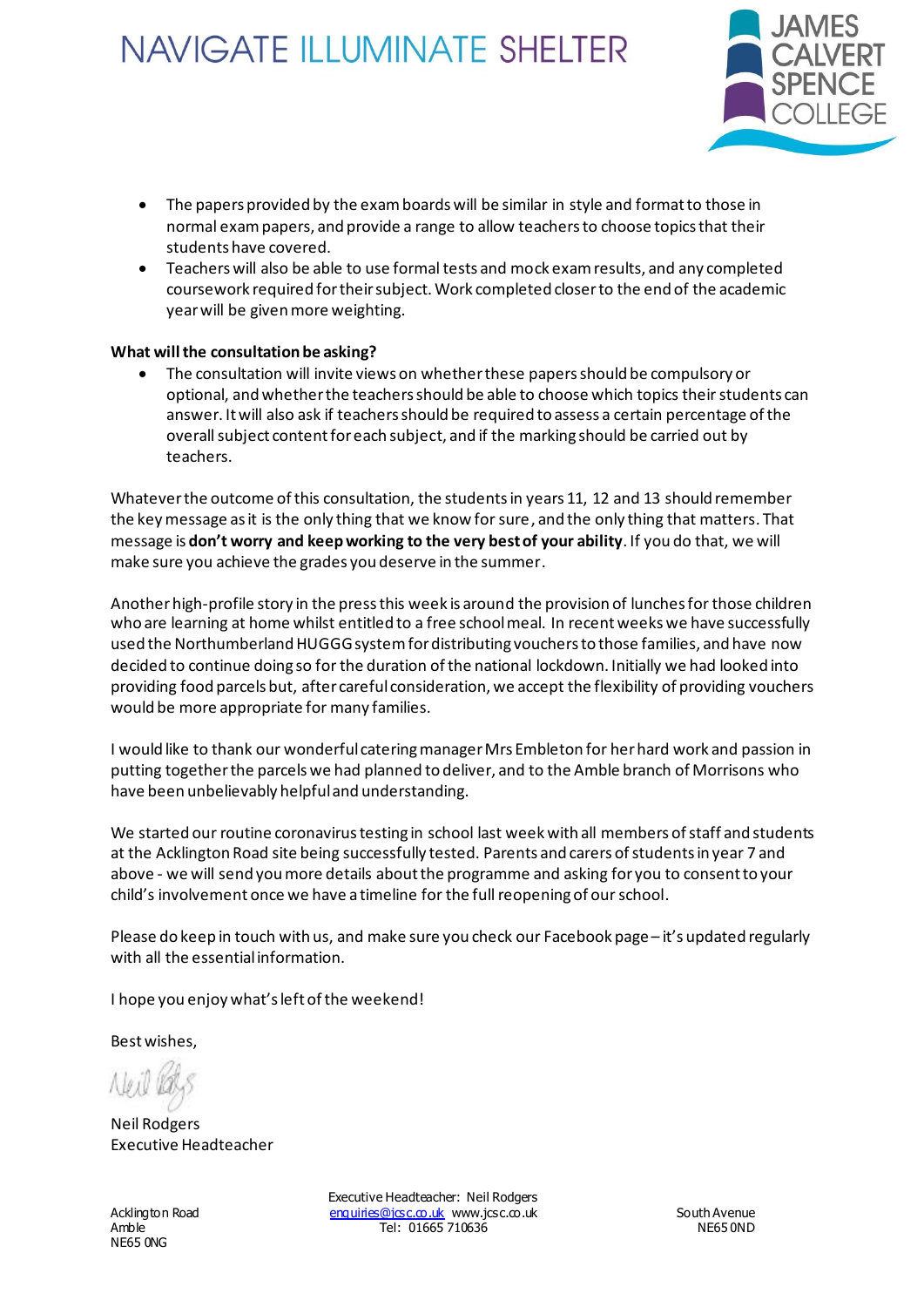- The papers provided by the exam boards will be similar in style and format to those in normal exam papers, and provide a range to allow teachers to choose topics that their students have covered.
- Teachers will also be able to use formal tests and mock exam results, and any completed coursework required for their subject. Work completed closer to the end of the academic year will be given more weighting.

**What will the consultation be asking?**

- The consultation will invite views on whether these papers should be compulsory or optional, and whether the teachers should be able to choose which topics their students can answer. It will also ask if teachers should be required to assess a certain percentage of the overall subject content for each subject, and if the marking should be carried out by teachers.

Whatever the outcome of this consultation, the students in years 11, 12 and 13 should remember the key message as it is the only thing that we know for sure, and the only thing that matters. That message is **don't worry and keep working to the very best of your ability**. If you do that, we will make sure you achieve the grades you deserve in the summer.

Another high-profile story in the press this week is around the provision of lunches for those children who are learning at home whilst entitled to a free school meal. In recent weeks we have successfully used the Northumberland HUGGG system for distributing vouchers to those families, and have now decided to continue doing so for the duration of the national lockdown. Initially we had looked into providing food parcels but, after careful consideration, we accept the flexibility of providing vouchers would be more appropriate for many families.

I would like to thank our wonderful catering manager Mrs Embleton for her hard work and passion in putting together the parcels we had planned to deliver, and to the Amble branch of Morrisons who have been unbelievably helpful and understanding.

We started our routine coronavirus testing in school last week with all members of staff and students at the Acklington Road site being successfully tested. Parents and carers of students in year 7 and above - we will send you more details about the programme and asking for you to consent to your child's involvement once we have a timeline for the full reopening of our school.

Please do keep in touch with us, and make sure you check our Facebook page – it's updated regularly with all the essential information.

I hope you enjoy what's left of the weekend!

Best wishes,

Neil Rodgers
Executive Headteacher